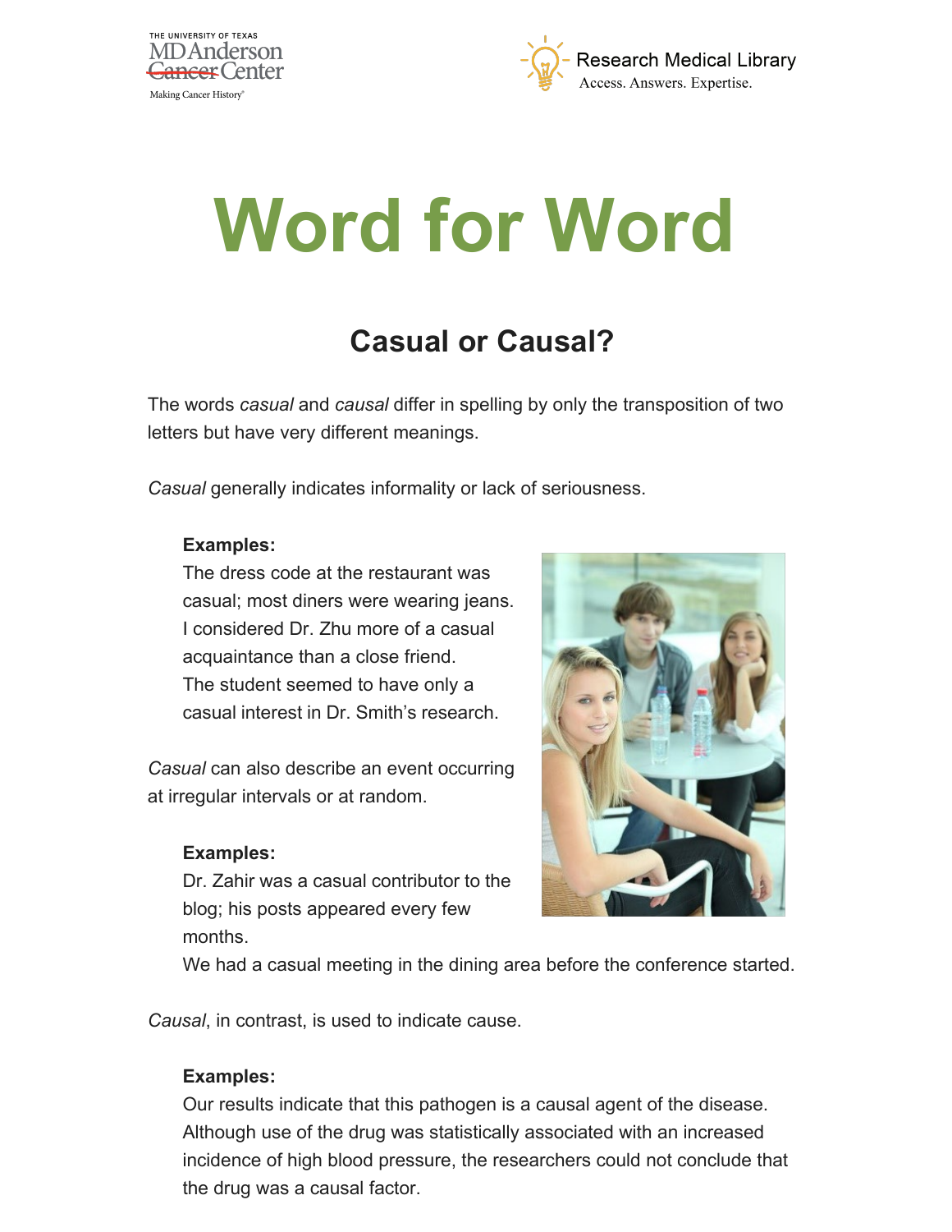# Word for Word

## Casual or Causal?

The words *casual* and *causal* differ in spelling by only the transposition of two letters but have very different meanings.

*Casual* generally indicates informality or lack of seriousness.

**Examples:**
The dress code at the restaurant was casual; most diners were wearing jeans.
I considered Dr. Zhu more of a casual acquaintance than a close friend.
The student seemed to have only a casual interest in Dr. Smith's research.

*Casual* can also describe an event occurring at irregular intervals or at random.

**Examples:**
Dr. Zahir was a casual contributor to the blog; his posts appeared every few months.
We had a casual meeting in the dining area before the conference started.

*Causal*, in contrast, is used to indicate cause.

**Examples:**
Our results indicate that this pathogen is a causal agent of the disease.
Although use of the drug was statistically associated with an increased incidence of high blood pressure, the researchers could not conclude that the drug was a causal factor.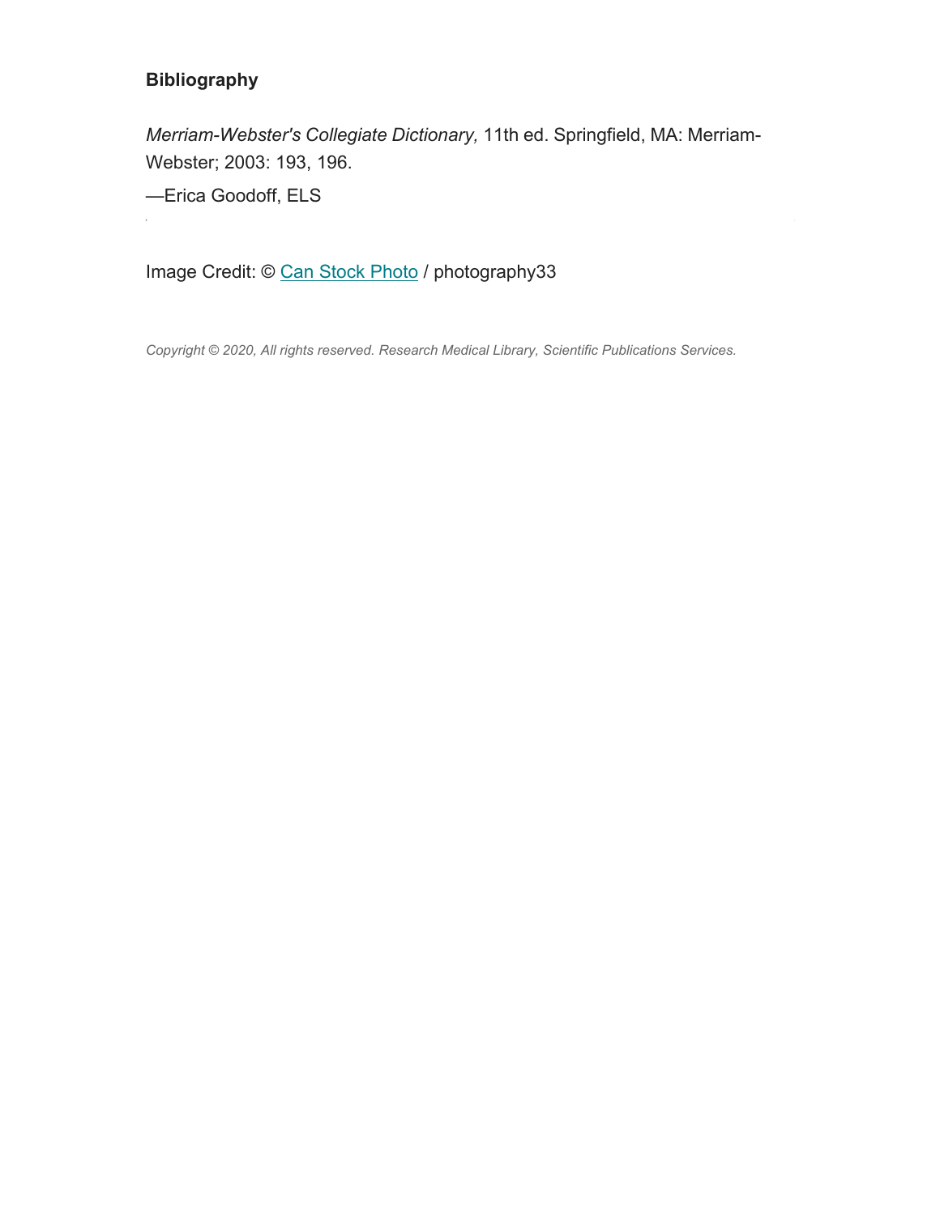### Bibliography

*Merriam-Webster's Collegiate Dictionary,* 11th ed. Springfield, MA: Merriam-Webster; 2003: 193, 196.

—Erica Goodoff, ELS

Image Credit: © Can Stock Photo / photography33

*Copyright © 2020, All rights reserved. Research Medical Library, Scientific Publications Services.*